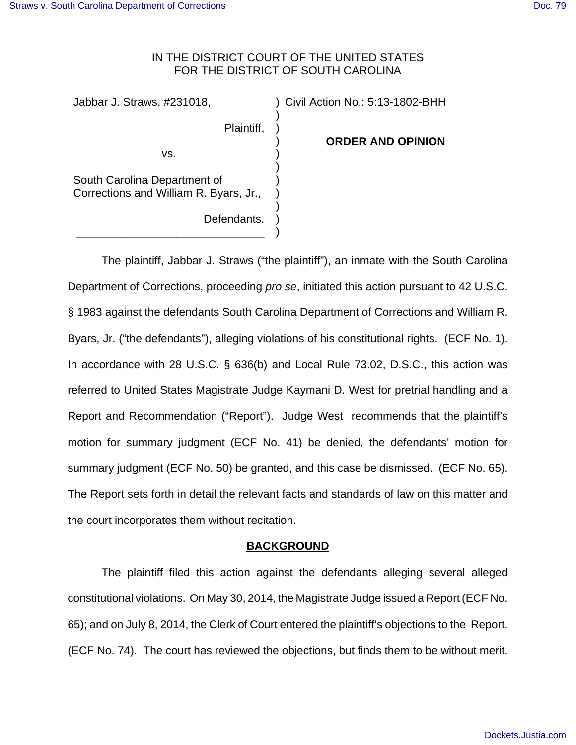IN THE DISTRICT COURT OF THE UNITED STATES
FOR THE DISTRICT OF SOUTH CAROLINA

Jabbar J. Straws, #231018,

Plaintiff,

vs.

South Carolina Department of Corrections and William R. Byars, Jr.,

Defendants.

Civil Action No.: 5:13-1802-BHH

**ORDER AND OPINION**

The plaintiff, Jabbar J. Straws ("the plaintiff"), an inmate with the South Carolina Department of Corrections, proceeding *pro se*, initiated this action pursuant to 42 U.S.C. § 1983 against the defendants South Carolina Department of Corrections and William R. Byars, Jr. ("the defendants"), alleging violations of his constitutional rights. (ECF No. 1). In accordance with 28 U.S.C. § 636(b) and Local Rule 73.02, D.S.C., this action was referred to United States Magistrate Judge Kaymani D. West for pretrial handling and a Report and Recommendation ("Report"). Judge West recommends that the plaintiff's motion for summary judgment (ECF No. 41) be denied, the defendants' motion for summary judgment (ECF No. 50) be granted, and this case be dismissed. (ECF No. 65). The Report sets forth in detail the relevant facts and standards of law on this matter and the court incorporates them without recitation.

**BACKGROUND**

The plaintiff filed this action against the defendants alleging several alleged constitutional violations. On May 30, 2014, the Magistrate Judge issued a Report (ECF No. 65); and on July 8, 2014, the Clerk of Court entered the plaintiff's objections to the Report. (ECF No. 74). The court has reviewed the objections, but finds them to be without merit.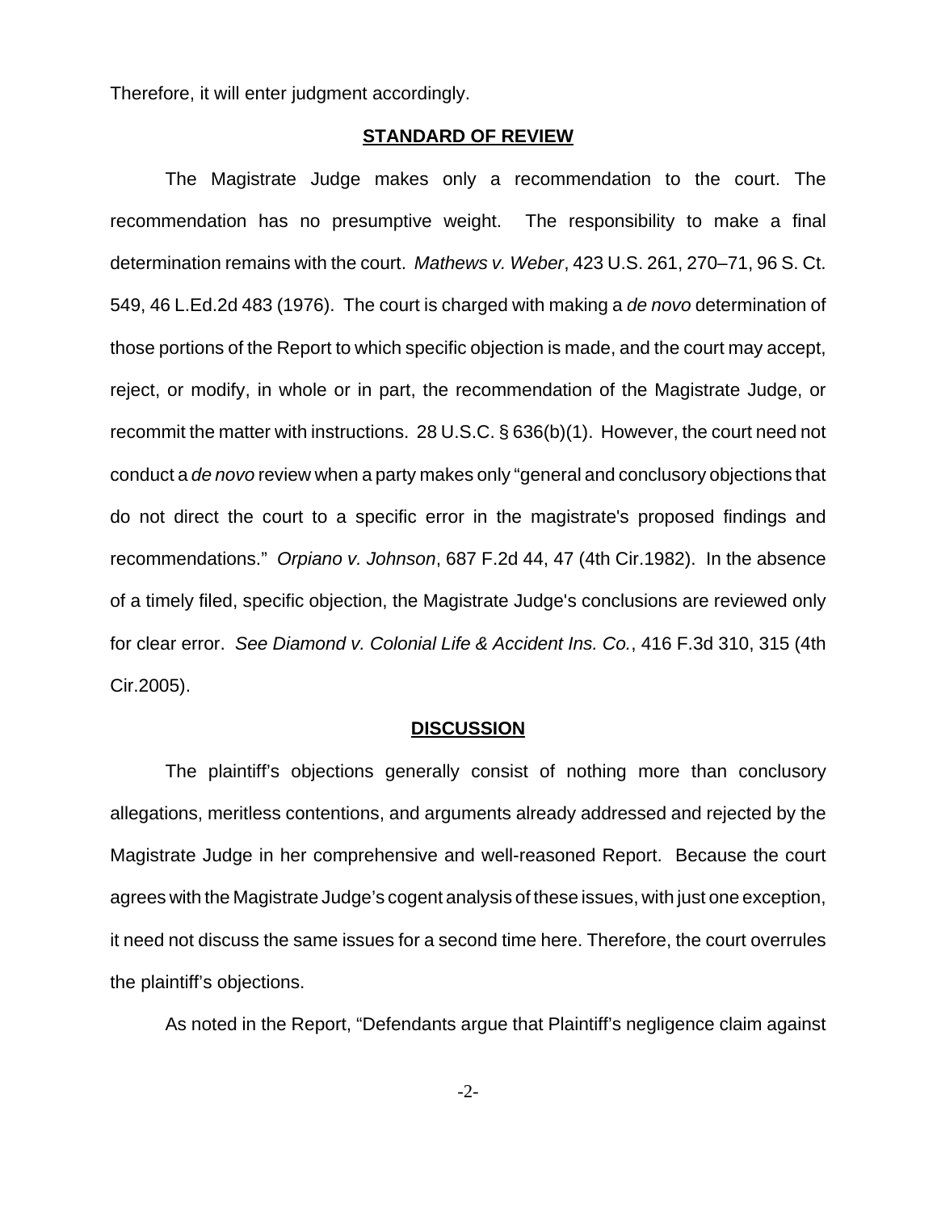Therefore, it will enter judgment accordingly.

## **STANDARD OF REVIEW**

The Magistrate Judge makes only a recommendation to the court. The recommendation has no presumptive weight. The responsibility to make a final determination remains with the court. *Mathews v. Weber*, 423 U.S. 261, 270–71, 96 S. Ct. 549, 46 L.Ed.2d 483 (1976). The court is charged with making a *de novo* determination of those portions of the Report to which specific objection is made, and the court may accept, reject, or modify, in whole or in part, the recommendation of the Magistrate Judge, or recommit the matter with instructions. 28 U.S.C. § 636(b)(1). However, the court need not conduct a *de novo* review when a party makes only "general and conclusory objections that do not direct the court to a specific error in the magistrate's proposed findings and recommendations." *Orpiano v. Johnson*, 687 F.2d 44, 47 (4th Cir.1982). In the absence of a timely filed, specific objection, the Magistrate Judge's conclusions are reviewed only for clear error. *See Diamond v. Colonial Life & Accident Ins. Co.*, 416 F.3d 310, 315 (4th Cir.2005).

## **DISCUSSION**

The plaintiff's objections generally consist of nothing more than conclusory allegations, meritless contentions, and arguments already addressed and rejected by the Magistrate Judge in her comprehensive and well-reasoned Report. Because the court agrees with the Magistrate Judge's cogent analysis of these issues, with just one exception, it need not discuss the same issues for a second time here. Therefore, the court overrules the plaintiff's objections.

As noted in the Report, "Defendants argue that Plaintiff's negligence claim against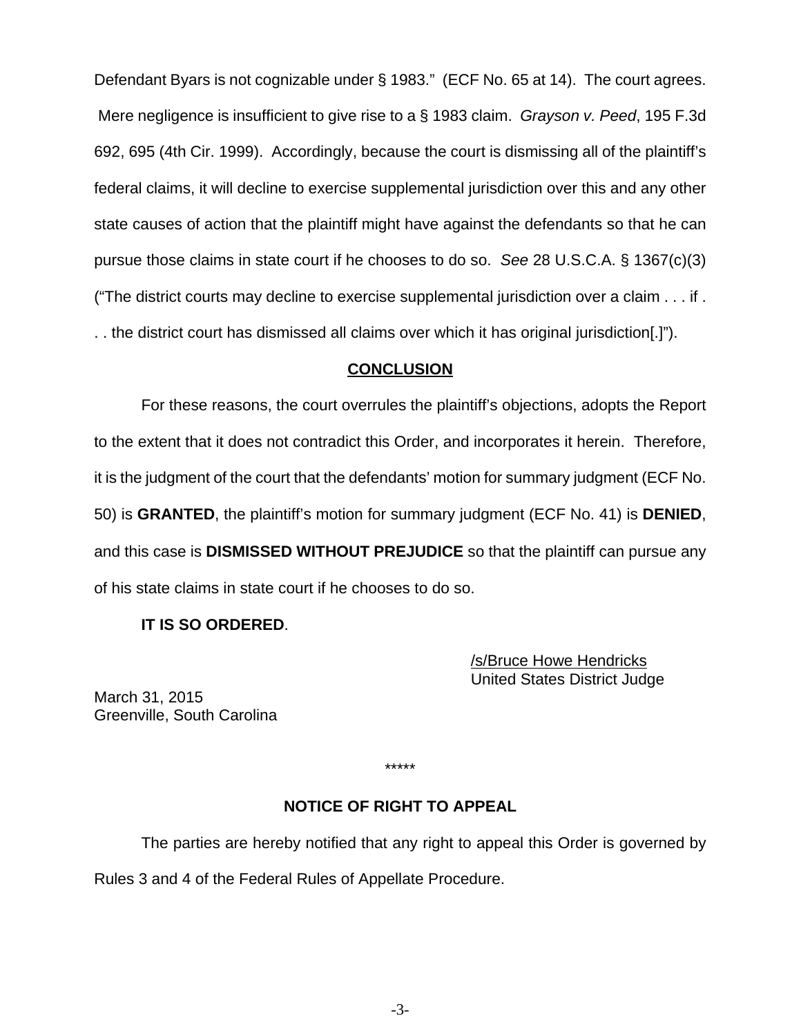Defendant Byars is not cognizable under § 1983." (ECF No. 65 at 14). The court agrees. Mere negligence is insufficient to give rise to a § 1983 claim. *Grayson v. Peed*, 195 F.3d 692, 695 (4th Cir. 1999). Accordingly, because the court is dismissing all of the plaintiff's federal claims, it will decline to exercise supplemental jurisdiction over this and any other state causes of action that the plaintiff might have against the defendants so that he can pursue those claims in state court if he chooses to do so. *See* 28 U.S.C.A. § 1367(c)(3) ("The district courts may decline to exercise supplemental jurisdiction over a claim . . . if . . . the district court has dismissed all claims over which it has original jurisdiction[.]").

## CONCLUSION

For these reasons, the court overrules the plaintiff's objections, adopts the Report to the extent that it does not contradict this Order, and incorporates it herein. Therefore, it is the judgment of the court that the defendants' motion for summary judgment (ECF No. 50) is **GRANTED**, the plaintiff's motion for summary judgment (ECF No. 41) is **DENIED**, and this case is **DISMISSED WITHOUT PREJUDICE** so that the plaintiff can pursue any of his state claims in state court if he chooses to do so.

**IT IS SO ORDERED**.

/s/Bruce Howe Hendricks
United States District Judge

March 31, 2015
Greenville, South Carolina

*****

**NOTICE OF RIGHT TO APPEAL**

The parties are hereby notified that any right to appeal this Order is governed by Rules 3 and 4 of the Federal Rules of Appellate Procedure.